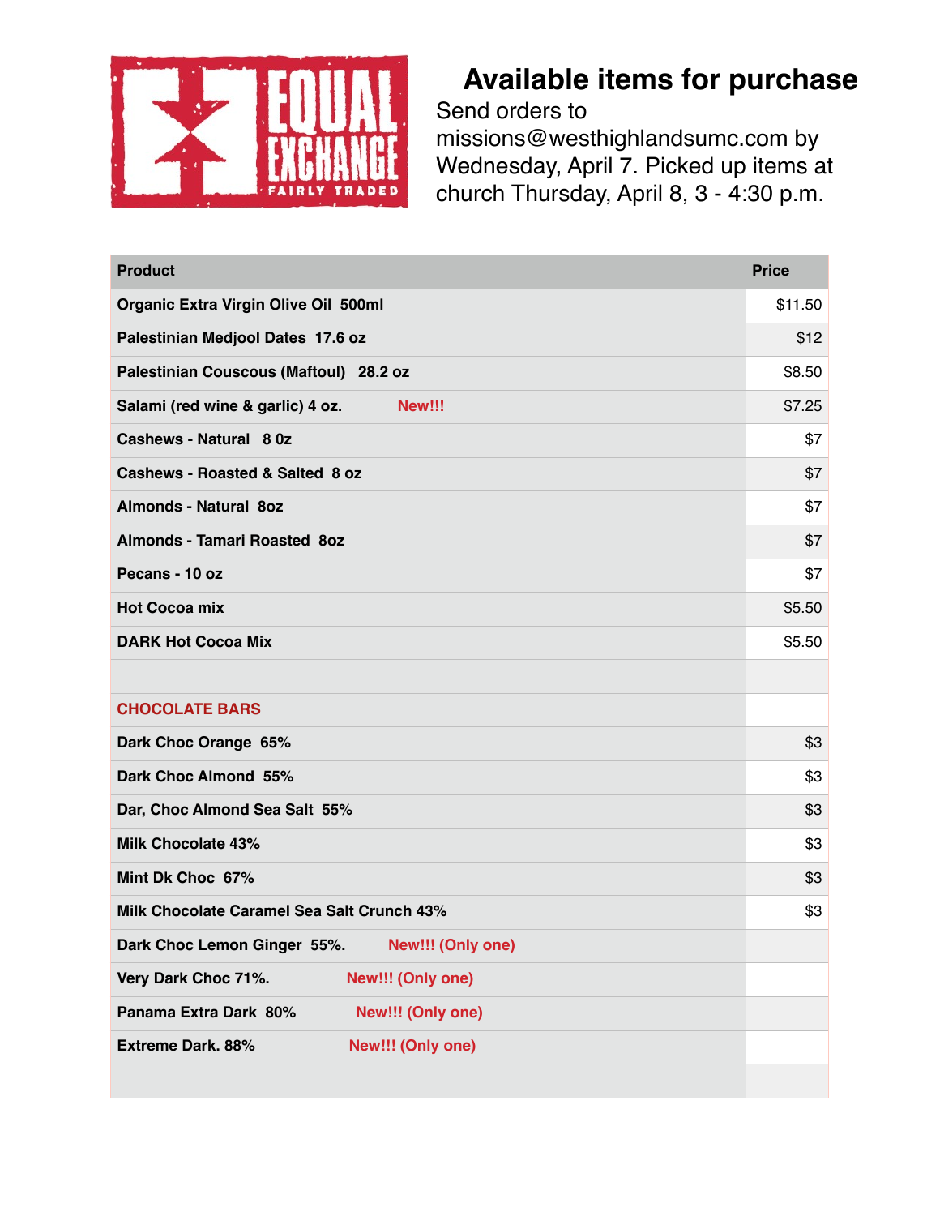# Available items for purchase

Send orders to missions@westhighlandsumc.com by Wednesday, April 7. Picked up items at church Thursday, April 8, 3 - 4:30 p.m.

| Product | Price |
|---|---|
| **Organic Extra Virgin Olive Oil 500ml** | $11.50 |
| **Palestinian Medjool Dates 17.6 oz** | $12 |
| **Palestinian Couscous (Maftoul) 28.2 oz** | $8.50 |
| **Salami (red wine & garlic) 4 oz.** New!!! | $7.25 |
| **Cashews - Natural 8 0z** | $7 |
| **Cashews - Roasted & Salted 8 oz** | $7 |
| **Almonds - Natural 8oz** | $7 |
| **Almonds - Tamari Roasted 8oz** | $7 |
| **Pecans - 10 oz** | $7 |
| **Hot Cocoa mix** | $5.50 |
| **DARK Hot Cocoa Mix** | $5.50 |
| | |
| **CHOCOLATE BARS** | |
| **Dark Choc Orange 65%** | $3 |
| **Dark Choc Almond 55%** | $3 |
| **Dar, Choc Almond Sea Salt 55%** | $3 |
| **Milk Chocolate 43%** | $3 |
| **Mint Dk Choc 67%** | $3 |
| **Milk Chocolate Caramel Sea Salt Crunch 43%** | $3 |
| **Dark Choc Lemon Ginger 55%.** New!!! (Only one) | |
| **Very Dark Choc 71%.** New!!! (Only one) | |
| **Panama Extra Dark 80%** New!!! (Only one) | |
| **Extreme Dark. 88%** New!!! (Only one) | |
| | |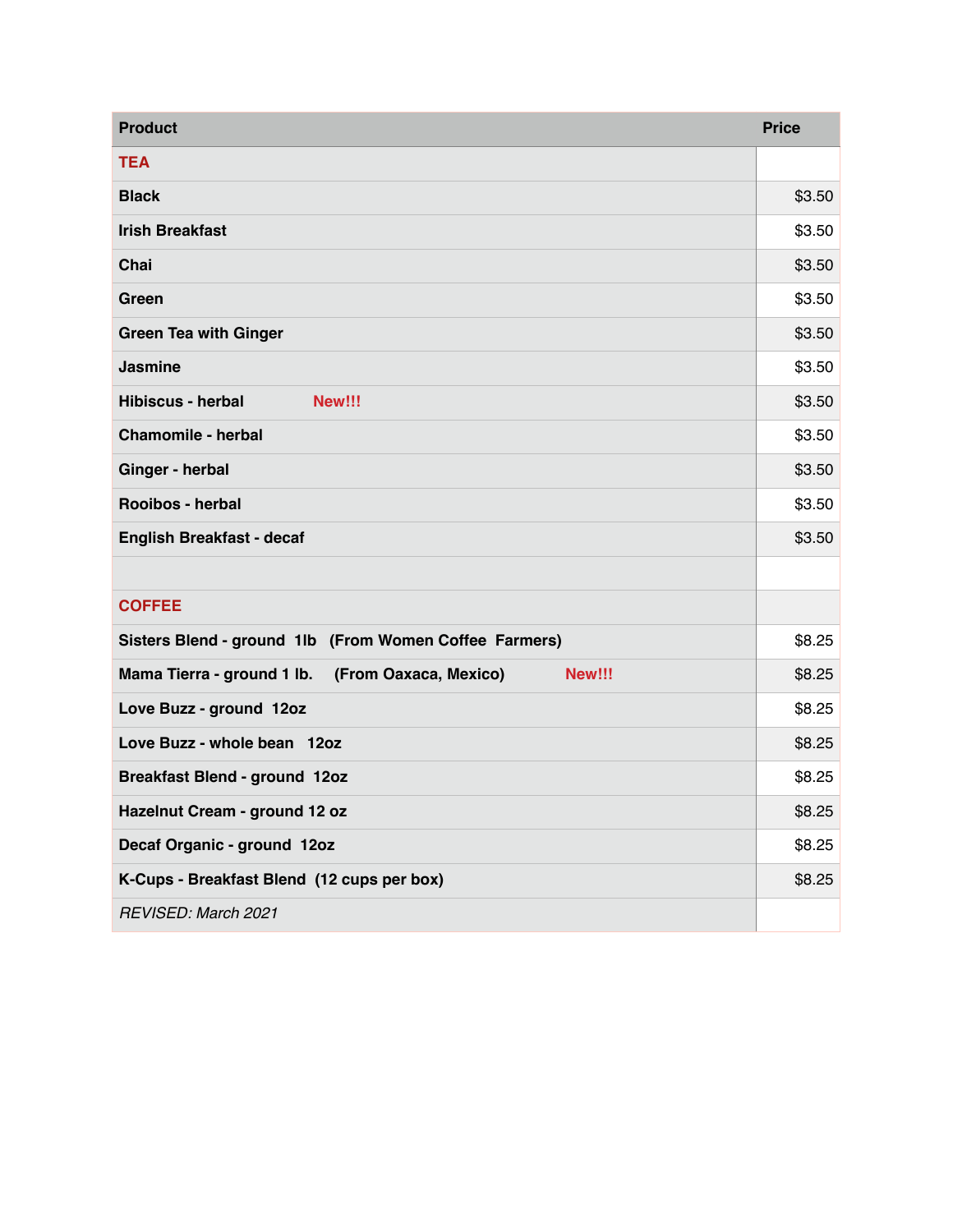| Product | Price |
|---|---|
| **TEA** | |
| **Black** | $3.50 |
| **Irish Breakfast** | $3.50 |
| **Chai** | $3.50 |
| **Green** | $3.50 |
| **Green Tea with Ginger** | $3.50 |
| **Jasmine** | $3.50 |
| **Hibiscus - herbal** **New!!!** | $3.50 |
| **Chamomile - herbal** | $3.50 |
| **Ginger - herbal** | $3.50 |
| **Rooibos - herbal** | $3.50 |
| **English Breakfast - decaf** | $3.50 |
| | |
| **COFFEE** | |
| **Sisters Blend - ground 1lb (From Women Coffee Farmers)** | $8.25 |
| **Mama Tierra - ground 1 lb. (From Oaxaca, Mexico)** **New!!!** | $8.25 |
| **Love Buzz - ground 12oz** | $8.25 |
| **Love Buzz - whole bean 12oz** | $8.25 |
| **Breakfast Blend - ground 12oz** | $8.25 |
| **Hazelnut Cream - ground 12 oz** | $8.25 |
| **Decaf Organic - ground 12oz** | $8.25 |
| **K-Cups - Breakfast Blend (12 cups per box)** | $8.25 |
| *REVISED: March 2021* | |